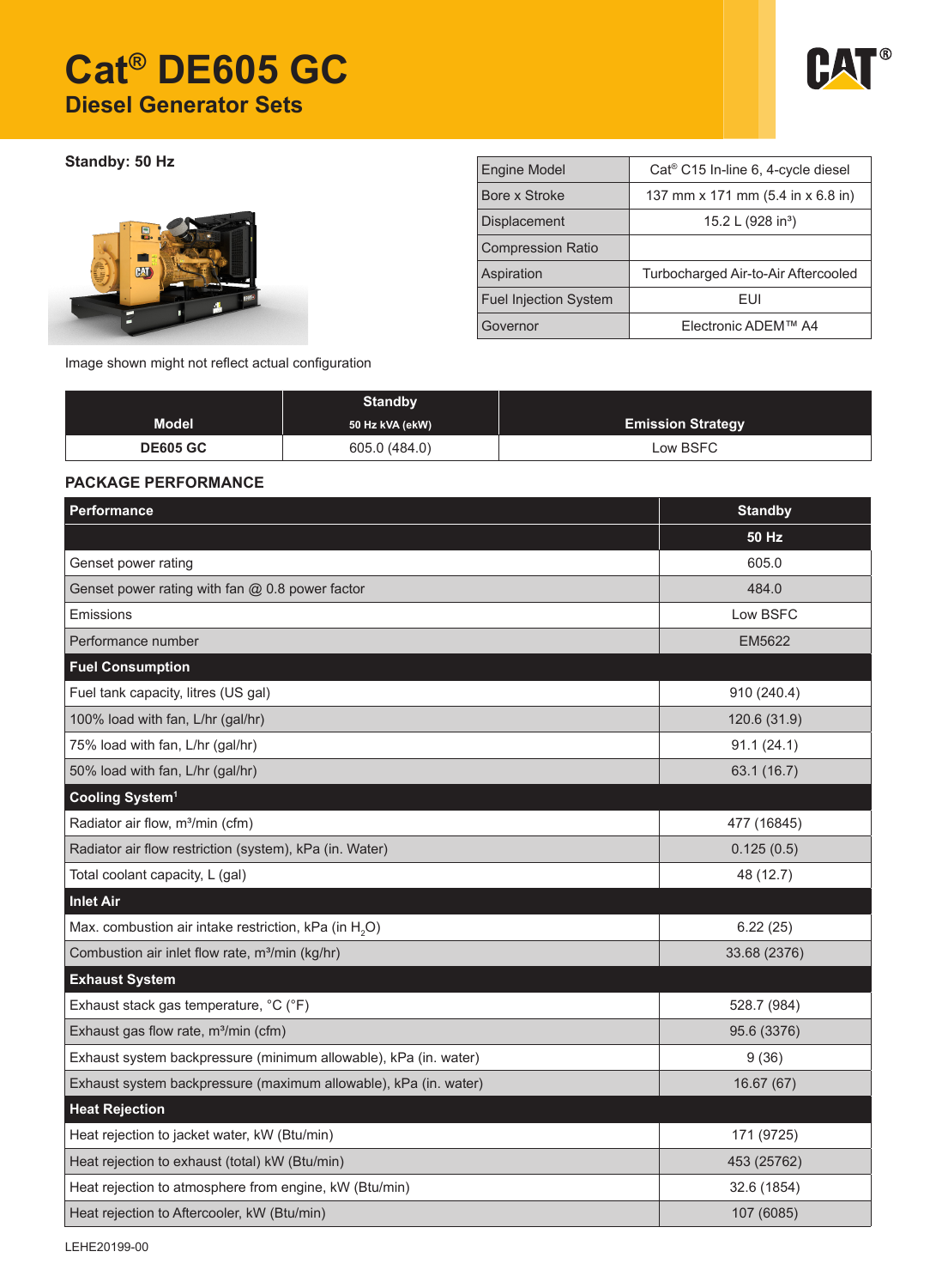# Cat® DE605 GC

## Diesel Generator Sets

**Standby: 50 Hz**

Image shown might not reflect actual configuration

| Engine Model | Cat® C15 In-line 6, 4-cycle diesel |
|---|---|
| Bore x Stroke | 137 mm x 171 mm (5.4 in x 6.8 in) |
| Displacement | 15.2 L (928 in³) |
| Compression Ratio | |
| Aspiration | Turbocharged Air-to-Air Aftercooled |
| Fuel Injection System | EUI |
| Governor | Electronic ADEM™ A4 |

| Model | Standby 50 Hz kVA (ekW) | Emission Strategy |
|---|---|---|
| DE605 GC | 605.0 (484.0) | Low BSFC |

### PACKAGE PERFORMANCE

| Performance | Standby |
|---|---|
| | 50 Hz |
| Genset power rating | 605.0 |
| Genset power rating with fan @ 0.8 power factor | 484.0 |
| Emissions | Low BSFC |
| Performance number | EM5622 |
| **Fuel Consumption** | |
| Fuel tank capacity, litres (US gal) | 910 (240.4) |
| 100% load with fan, L/hr (gal/hr) | 120.6 (31.9) |
| 75% load with fan, L/hr (gal/hr) | 91.1 (24.1) |
| 50% load with fan, L/hr (gal/hr) | 63.1 (16.7) |
| **Cooling System[1]** | |
| Radiator air flow, m³/min (cfm) | 477 (16845) |
| Radiator air flow restriction (system), kPa (in. Water) | 0.125 (0.5) |
| Total coolant capacity, L (gal) | 48 (12.7) |
| **Inlet Air** | |
| Max. combustion air intake restriction, kPa (in $H_2O$) | 6.22 (25) |
| Combustion air inlet flow rate, m³/min (kg/hr) | 33.68 (2376) |
| **Exhaust System** | |
| Exhaust stack gas temperature, °C (°F) | 528.7 (984) |
| Exhaust gas flow rate, m³/min (cfm) | 95.6 (3376) |
| Exhaust system backpressure (minimum allowable), kPa (in. water) | 9 (36) |
| Exhaust system backpressure (maximum allowable), kPa (in. water) | 16.67 (67) |
| **Heat Rejection** | |
| Heat rejection to jacket water, kW (Btu/min) | 171 (9725) |
| Heat rejection to exhaust (total) kW (Btu/min) | 453 (25762) |
| Heat rejection to atmosphere from engine, kW (Btu/min) | 32.6 (1854) |
| Heat rejection to Aftercooler, kW (Btu/min) | 107 (6085) |

LEHE20199-00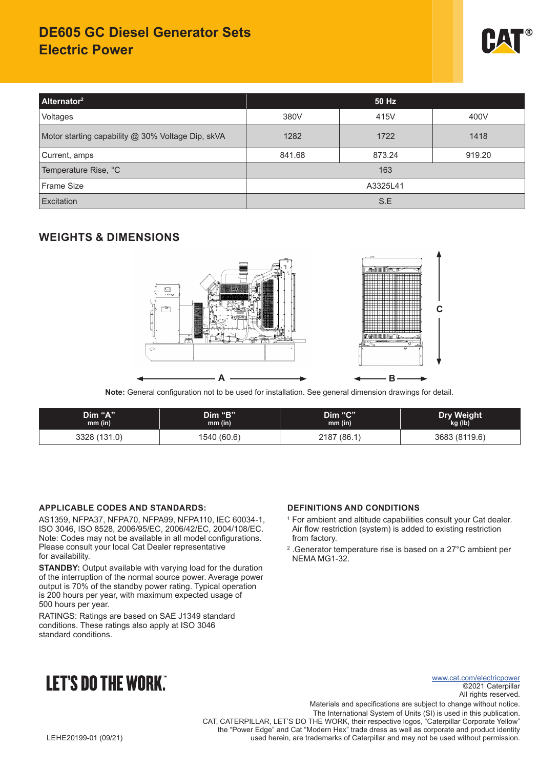# DE605 GC Diesel Generator Sets
## Electric Power

| Alternator[2] | 50 Hz | | |
|---|---|---|---|
| Voltages | 380V | 415V | 400V |
| Motor starting capability @ 30% Voltage Dip, skVA | 1282 | 1722 | 1418 |
| Current, amps | 841.68 | 873.24 | 919.20 |
| Temperature Rise, °C | 163 | | |
| Frame Size | A3325L41 | | |
| Excitation | S.E | | |

## WEIGHTS & DIMENSIONS

A

B

C

**Note:** General configuration not to be used for installation. See general dimension drawings for detail.

| Dim "A" mm (in) | Dim "B" mm (in) | Dim "C" mm (in) | Dry Weight kg (lb) |
|---|---|---|---|
| 3328 (131.0) | 1540 (60.6) | 2187 (86.1) | 3683 (8119.6) |

### APPLICABLE CODES AND STANDARDS:

AS1359, NFPA37, NFPA70, NFPA99, NFPA110, IEC 60034-1, ISO 3046, ISO 8528, 2006/95/EC, 2006/42/EC, 2004/108/EC. Note: Codes may not be available in all model configurations. Please consult your local Cat Dealer representative for availability.

**STANDBY:** Output available with varying load for the duration of the interruption of the normal source power. Average power output is 70% of the standby power rating. Typical operation is 200 hours per year, with maximum expected usage of 500 hours per year.

RATINGS: Ratings are based on SAE J1349 standard conditions. These ratings also apply at ISO 3046 standard conditions.

### DEFINITIONS AND CONDITIONS

[1] For ambient and altitude capabilities consult your Cat dealer. Air flow restriction (system) is added to existing restriction from factory.

[2] .Generator temperature rise is based on a 27°C ambient per NEMA MG1-32.

LET'S DO THE WORK.

www.cat.com/electricpower
©2021 Caterpillar
All rights reserved.

Materials and specifications are subject to change without notice.
The International System of Units (SI) is used in this publication.
CAT, CATERPILLAR, LET'S DO THE WORK, their respective logos, "Caterpillar Corporate Yellow" the "Power Edge" and Cat "Modern Hex" trade dress as well as corporate and product identity used herein, are trademarks of Caterpillar and may not be used without permission.

LEHE20199-01 (09/21)